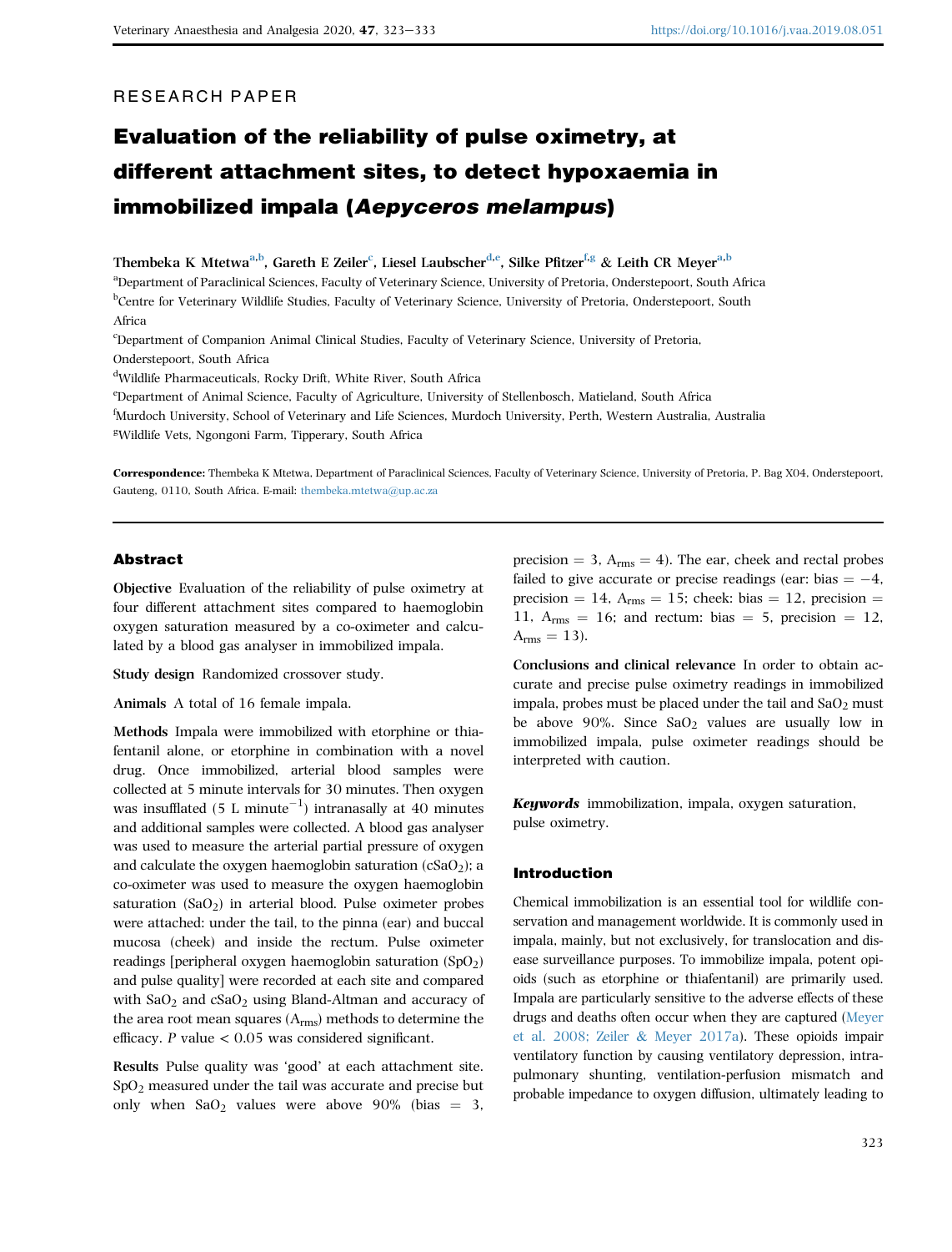RESEARCH PAPER

# Evaluation of the reliability of pulse oximetry, at different attachment sites, to detect hypoxaemia in immobilized impala (*Aepyceros melampus*)

**Thembeka K Mtetwa**[a,b], **Gareth E Zeiler**[c], **Liesel Laubscher**[d,e], **Silke Pfitzer**[f,g] & **Leith CR Meyer**[a,b]

[a]Department of Paraclinical Sciences, Faculty of Veterinary Science, University of Pretoria, Onderstepoort, South Africa

[b]Centre for Veterinary Wildlife Studies, Faculty of Veterinary Science, University of Pretoria, Onderstepoort, South Africa

[c]Department of Companion Animal Clinical Studies, Faculty of Veterinary Science, University of Pretoria, Onderstepoort, South Africa

[d]Wildlife Pharmaceuticals, Rocky Drift, White River, South Africa

[e]Department of Animal Science, Faculty of Agriculture, University of Stellenbosch, Matieland, South Africa

[f]Murdoch University, School of Veterinary and Life Sciences, Murdoch University, Perth, Western Australia, Australia

[g]Wildlife Vets, Ngongoni Farm, Tipperary, South Africa

**Correspondence:** Thembeka K Mtetwa, Department of Paraclinical Sciences, Faculty of Veterinary Science, University of Pretoria, P. Bag X04, Onderstepoort, Gauteng, 0110, South Africa. E-mail: thembeka.mtetwa@up.ac.za

## Abstract

**Objective** Evaluation of the reliability of pulse oximetry at four different attachment sites compared to haemoglobin oxygen saturation measured by a co-oximeter and calculated by a blood gas analyser in immobilized impala.

**Study design** Randomized crossover study.

**Animals** A total of 16 female impala.

**Methods** Impala were immobilized with etorphine or thiafentanil alone, or etorphine in combination with a novel drug. Once immobilized, arterial blood samples were collected at 5 minute intervals for 30 minutes. Then oxygen was insufflated (5 L $minute^{-1}$) intranasally at 40 minutes and additional samples were collected. A blood gas analyser was used to measure the arterial partial pressure of oxygen and calculate the oxygen haemoglobin saturation ($cSaO_2$); a co-oximeter was used to measure the oxygen haemoglobin saturation ($SaO_2$) in arterial blood. Pulse oximeter probes were attached: under the tail, to the pinna (ear) and buccal mucosa (cheek) and inside the rectum. Pulse oximeter readings [peripheral oxygen haemoglobin saturation ($SpO_2$) and pulse quality] were recorded at each site and compared with $SaO_2$ and $cSaO_2$ using Bland-Altman and accuracy of the area root mean squares ($A_{rms}$) methods to determine the efficacy. $P$ value < 0.05 was considered significant.

**Results** Pulse quality was 'good' at each attachment site. $SpO_2$ measured under the tail was accurate and precise but only when $SaO_2$ values were above 90% (bias = 3, precision = 3, $A_{rms}$ = 4). The ear, cheek and rectal probes failed to give accurate or precise readings (ear: bias = −4, precision = 14, $A_{rms}$ = 15; cheek: bias = 12, precision = 11, $A_{rms}$ = 16; and rectum: bias = 5, precision = 12, $A_{rms}$ = 13).

**Conclusions and clinical relevance** In order to obtain accurate and precise pulse oximetry readings in immobilized impala, probes must be placed under the tail and $SaO_2$ must be above 90%. Since $SaO_2$ values are usually low in immobilized impala, pulse oximeter readings should be interpreted with caution.

***Keywords*** immobilization, impala, oxygen saturation, pulse oximetry.

## Introduction

Chemical immobilization is an essential tool for wildlife conservation and management worldwide. It is commonly used in impala, mainly, but not exclusively, for translocation and disease surveillance purposes. To immobilize impala, potent opioids (such as etorphine or thiafentanil) are primarily used. Impala are particularly sensitive to the adverse effects of these drugs and deaths often occur when they are captured (Meyer et al. 2008; Zeiler & Meyer 2017a). These opioids impair ventilatory function by causing ventilatory depression, intrapulmonary shunting, ventilation-perfusion mismatch and probable impedance to oxygen diffusion, ultimately leading to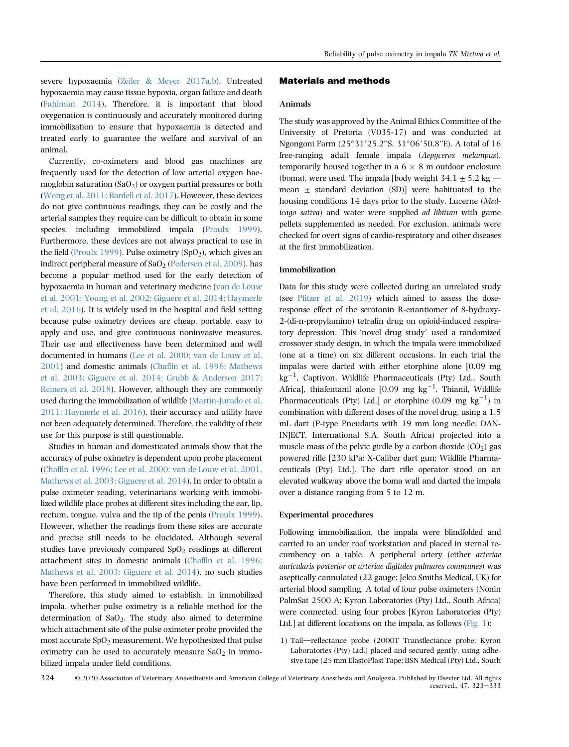severe hypoxaemia (Zeiler & Meyer 2017a,b). Untreated hypoxaemia may cause tissue hypoxia, organ failure and death (Fahlman 2014). Therefore, it is important that blood oxygenation is continuously and accurately monitored during immobilization to ensure that hypoxaemia is detected and treated early to guarantee the welfare and survival of an animal.

Currently, co-oximeters and blood gas machines are frequently used for the detection of low arterial oxygen haemoglobin saturation ($SaO_2$) or oxygen partial pressures or both (Wong et al. 2011; Bardell et al. 2017). However, these devices do not give continuous readings, they can be costly and the arterial samples they require can be difficult to obtain in some species, including immobilized impala (Proulx 1999). Furthermore, these devices are not always practical to use in the field (Proulx 1999). Pulse oximetry ($SpO_2$), which gives an indirect peripheral measure of $SaO_2$ (Pedersen et al. 2009), has become a popular method used for the early detection of hypoxaemia in human and veterinary medicine (van de Louw et al. 2001; Young et al. 2002; Giguere et al. 2014; Haymerle et al. 2016). It is widely used in the hospital and field setting because pulse oximetry devices are cheap, portable, easy to apply and use, and give continuous noninvasive measures. Their use and effectiveness have been determined and well documented in humans (Lee et al. 2000; van de Louw et al. 2001) and domestic animals (Chaffin et al. 1996; Mathews et al. 2003; Giguere et al. 2014; Grubb & Anderson 2017; Reiners et al. 2018). However, although they are commonly used during the immobilization of wildlife (Martin-Jurado et al. 2011; Haymerle et al. 2016), their accuracy and utility have not been adequately determined. Therefore, the validity of their use for this purpose is still questionable.

Studies in human and domesticated animals show that the accuracy of pulse oximetry is dependent upon probe placement (Chaffin et al. 1996; Lee et al. 2000; van de Louw et al. 2001, Mathews et al. 2003; Giguere et al. 2014). In order to obtain a pulse oximeter reading, veterinarians working with immobilized wildlife place probes at different sites including the ear, lip, rectum, tongue, vulva and the tip of the penis (Proulx 1999). However, whether the readings from these sites are accurate and precise still needs to be elucidated. Although several studies have previously compared $SpO_2$ readings at different attachment sites in domestic animals (Chaffin et al. 1996; Mathews et al. 2003; Giguere et al. 2014), no such studies have been performed in immobilized wildlife.

Therefore, this study aimed to establish, in immobilized impala, whether pulse oximetry is a reliable method for the determination of $SaO_2$. The study also aimed to determine which attachment site of the pulse oximeter probe provided the most accurate $SpO_2$ measurement. We hypothesized that pulse oximetry can be used to accurately measure $SaO_2$ in immobilized impala under field conditions.

## Materials and methods

### Animals

The study was approved by the Animal Ethics Committee of the University of Pretoria (V035-17) and was conducted at Ngongoni Farm (25°31'25.2"S, 31°06'50.8"E). A total of 16 free-ranging adult female impala (*Aepyceros melampus*), temporarily housed together in a 6 × 8 m outdoor enclosure (boma), were used. The impala [body weight 34.1 ± 5.2 kg — mean ± standard deviation (SD)] were habituated to the housing conditions 14 days prior to the study. Lucerne (*Medicago sativa*) and water were supplied *ad libitum* with game pellets supplemented as needed. For exclusion, animals were checked for overt signs of cardio-respiratory and other diseases at the first immobilization.

### Immobilization

Data for this study were collected during an unrelated study (see Pfitzer et al. 2019) which aimed to assess the dose-response effect of the serotonin R-enantiomer of 8-hydroxy-2-(di-n-propylamino) tetralin drug on opioid-induced respiratory depression. This 'novel drug study' used a randomized crossover study design, in which the impala were immobilized (one at a time) on six different occasions. In each trial the impalas were darted with either etorphine alone [0.09 mg $kg^{-1}$, Captivon, Wildlife Pharmaceuticals (Pty) Ltd., South Africa], thiafentanil alone [0.09 mg $kg^{-1}$, Thianil, Wildlife Pharmaceuticals (Pty) Ltd.] or etorphine (0.09 mg $kg^{-1}$) in combination with different doses of the novel drug, using a 1.5 mL dart (P-type Pneudarts with 19 mm long needle; DAN-INJECT, International S.A, South Africa) projected into a muscle mass of the pelvic girdle by a carbon dioxide ($CO_2$) gas powered rifle [230 kPa: X-Caliber dart gun; Wildlife Pharmaceuticals (Pty) Ltd.]. The dart rifle operator stood on an elevated walkway above the boma wall and darted the impala over a distance ranging from 5 to 12 m.

### Experimental procedures

Following immobilization, the impala were blindfolded and carried to an under roof workstation and placed in sternal recumbency on a table. A peripheral artery (either *arteriae auricularis posterior* or *arteriae digitales palmares communes*) was aseptically cannulated (22 gauge; Jelco Smiths Medical, UK) for arterial blood sampling. A total of four pulse oximeters (Nonin PalmSat 2500 A; Kyron Laboratories (Pty) Ltd., South Africa) were connected, using four probes [Kyron Laboratories (Pty) Ltd.] at different locations on the impala, as follows (Fig. 1):

1) Tail—reflectance probe (2000T Transflectance probe; Kyron Laboratories (Pty) Ltd.) placed and secured gently, using adhesive tape (25 mm ElastoPlast Tape; BSN Medical (Pty) Ltd., South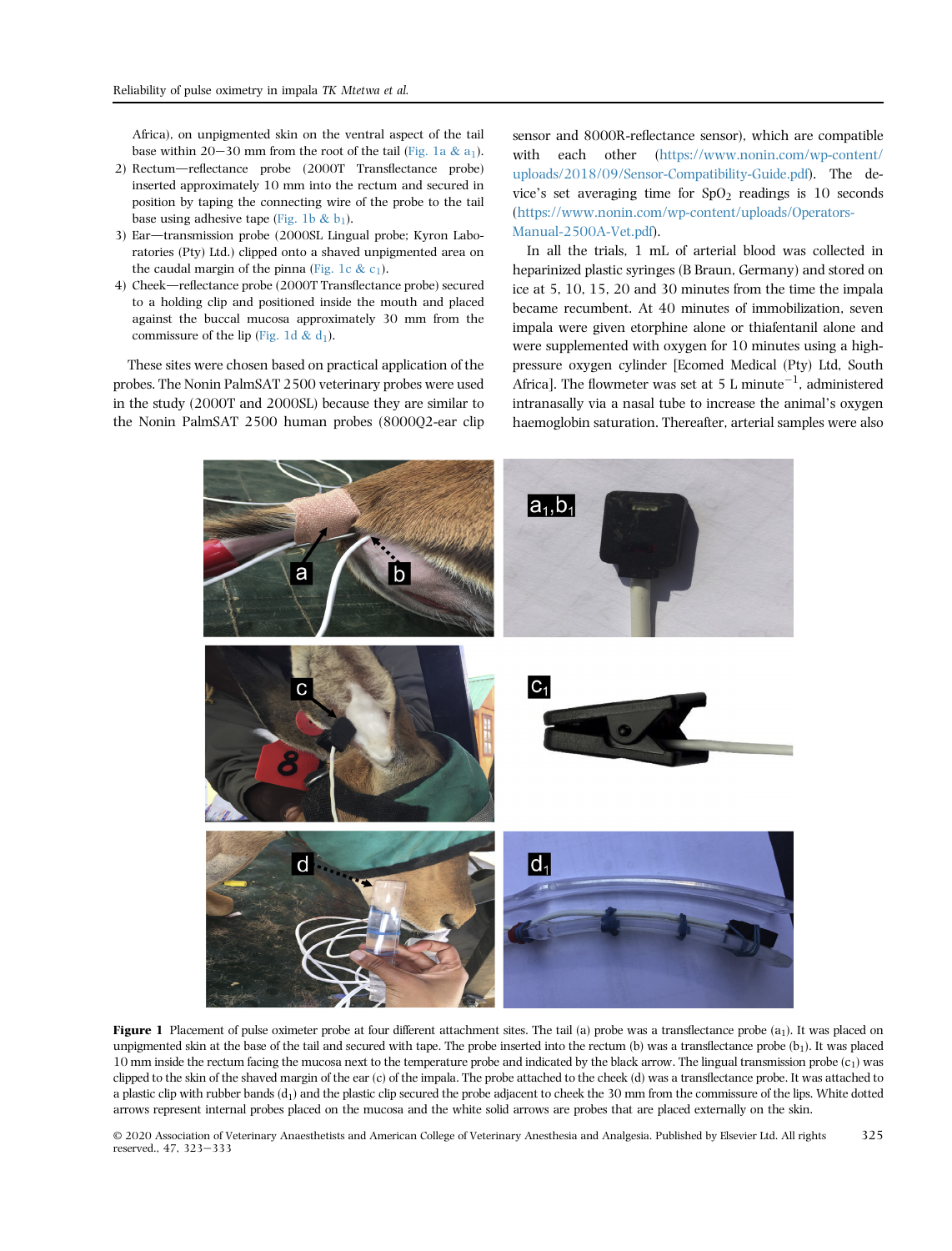Africa), on unpigmented skin on the ventral aspect of the tail base within 20–30 mm from the root of the tail (Fig. 1a & $a_1$).

2) Rectum—reflectance probe (2000T Transflectance probe) inserted approximately 10 mm into the rectum and secured in position by taping the connecting wire of the probe to the tail base using adhesive tape (Fig. 1b & $b_1$).
3) Ear—transmission probe (2000SL Lingual probe; Kyron Laboratories (Pty) Ltd.) clipped onto a shaved unpigmented area on the caudal margin of the pinna (Fig. 1c & $c_1$).
4) Cheek—reflectance probe (2000T Transflectance probe) secured to a holding clip and positioned inside the mouth and placed against the buccal mucosa approximately 30 mm from the commissure of the lip (Fig. 1d & $d_1$).

These sites were chosen based on practical application of the probes. The Nonin PalmSAT 2500 veterinary probes were used in the study (2000T and 2000SL) because they are similar to the Nonin PalmSAT 2500 human probes (8000Q2-ear clip sensor and 8000R-reflectance sensor), which are compatible with each other (https://www.nonin.com/wp-content/uploads/2018/09/Sensor-Compatibility-Guide.pdf). The device's set averaging time for $SpO_2$ readings is 10 seconds (https://www.nonin.com/wp-content/uploads/Operators-Manual-2500A-Vet.pdf).

In all the trials, 1 mL of arterial blood was collected in heparinized plastic syringes (B Braun, Germany) and stored on ice at 5, 10, 15, 20 and 30 minutes from the time the impala became recumbent. At 40 minutes of immobilization, seven impala were given etorphine alone or thiafentanil alone and were supplemented with oxygen for 10 minutes using a high-pressure oxygen cylinder [Ecomed Medical (Pty) Ltd, South Africa]. The flowmeter was set at 5 L minute$^{-1}$, administered intranasally via a nasal tube to increase the animal's oxygen haemoglobin saturation. Thereafter, arterial samples were also

**Figure 1** Placement of pulse oximeter probe at four different attachment sites. The tail (a) probe was a transflectance probe ($a_1$). It was placed on unpigmented skin at the base of the tail and secured with tape. The probe inserted into the rectum (b) was a transflectance probe ($b_1$). It was placed 10 mm inside the rectum facing the mucosa next to the temperature probe and indicated by the black arrow. The lingual transmission probe ($c_1$) was clipped to the skin of the shaved margin of the ear (c) of the impala. The probe attached to the cheek (d) was a transflectance probe. It was attached to a plastic clip with rubber bands ($d_1$) and the plastic clip secured the probe adjacent to cheek the 30 mm from the commissure of the lips. White dotted arrows represent internal probes placed on the mucosa and the white solid arrows are probes that are placed externally on the skin.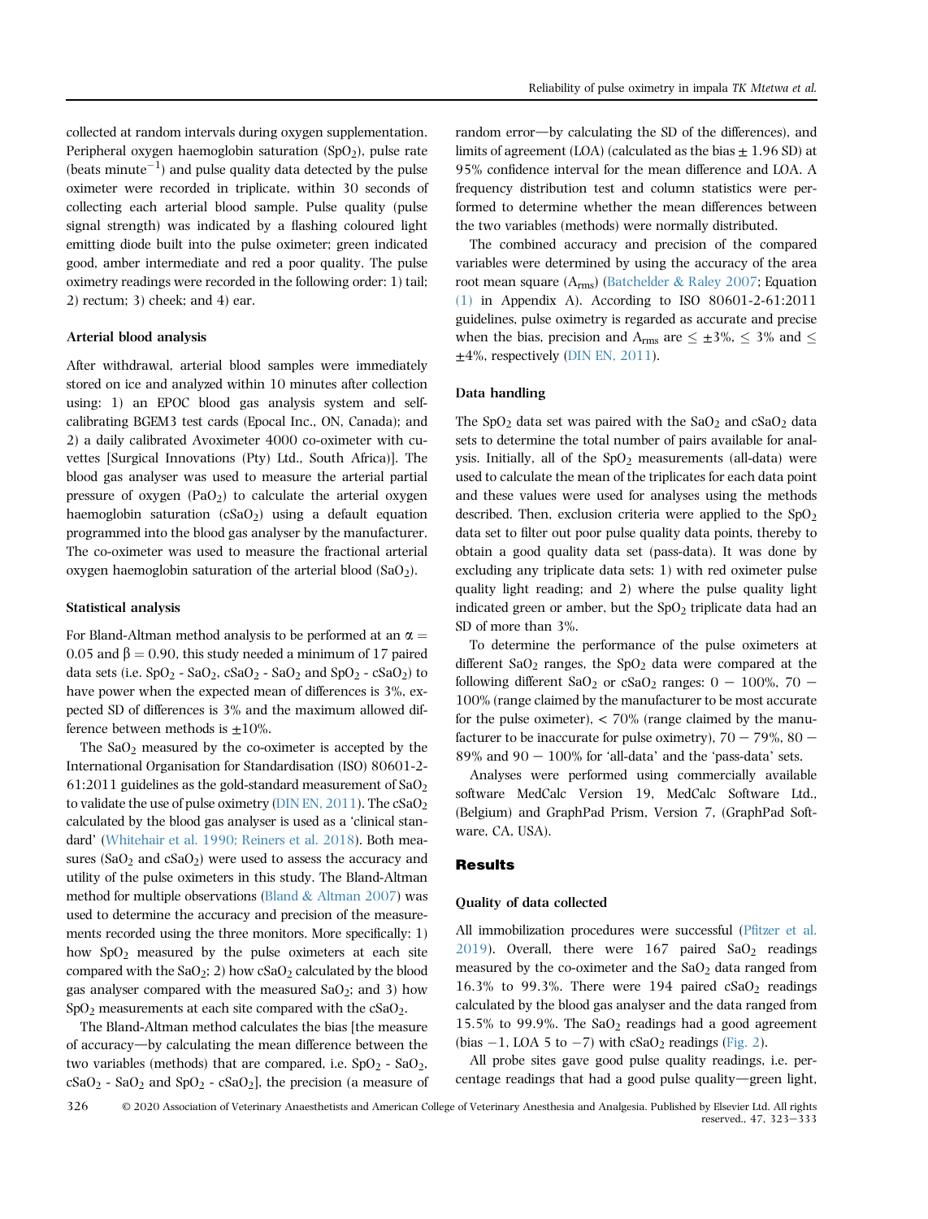collected at random intervals during oxygen supplementation. Peripheral oxygen haemoglobin saturation ($SpO_2$), pulse rate (beats minute$^{-1}$) and pulse quality data detected by the pulse oximeter were recorded in triplicate, within 30 seconds of collecting each arterial blood sample. Pulse quality (pulse signal strength) was indicated by a flashing coloured light emitting diode built into the pulse oximeter; green indicated good, amber intermediate and red a poor quality. The pulse oximetry readings were recorded in the following order: 1) tail; 2) rectum; 3) cheek; and 4) ear.

### Arterial blood analysis

After withdrawal, arterial blood samples were immediately stored on ice and analyzed within 10 minutes after collection using: 1) an EPOC blood gas analysis system and self-calibrating BGEM3 test cards (Epocal Inc., ON, Canada); and 2) a daily calibrated Avoximeter 4000 co-oximeter with cuvettes [Surgical Innovations (Pty) Ltd., South Africa)]. The blood gas analyser was used to measure the arterial partial pressure of oxygen ($PaO_2$) to calculate the arterial oxygen haemoglobin saturation ($cSaO_2$) using a default equation programmed into the blood gas analyser by the manufacturer. The co-oximeter was used to measure the fractional arterial oxygen haemoglobin saturation of the arterial blood ($SaO_2$).

### Statistical analysis

For Bland-Altman method analysis to be performed at an $\alpha = 0.05$ and $\beta = 0.90$, this study needed a minimum of 17 paired data sets (i.e. $SpO_2$ - $SaO_2$, $cSaO_2$ - $SaO_2$ and $SpO_2$ - $cSaO_2$) to have power when the expected mean of differences is 3%, expected SD of differences is 3% and the maximum allowed difference between methods is $\pm$10%.

The $SaO_2$ measured by the co-oximeter is accepted by the International Organisation for Standardisation (ISO) 80601-2-61:2011 guidelines as the gold-standard measurement of $SaO_2$ to validate the use of pulse oximetry (DIN EN, 2011). The $cSaO_2$ calculated by the blood gas analyser is used as a 'clinical standard' (Whitehair et al. 1990; Reiners et al. 2018). Both measures ($SaO_2$ and $cSaO_2$) were used to assess the accuracy and utility of the pulse oximeters in this study. The Bland-Altman method for multiple observations (Bland & Altman 2007) was used to determine the accuracy and precision of the measurements recorded using the three monitors. More specifically: 1) how $SpO_2$ measured by the pulse oximeters at each site compared with the $SaO_2$; 2) how $cSaO_2$ calculated by the blood gas analyser compared with the measured $SaO_2$; and 3) how $SpO_2$ measurements at each site compared with the $cSaO_2$.

The Bland-Altman method calculates the bias [the measure of accuracy—by calculating the mean difference between the two variables (methods) that are compared, i.e. $SpO_2$ - $SaO_2$, $cSaO_2$ - $SaO_2$ and $SpO_2$ - $cSaO_2$], the precision (a measure of random error—by calculating the SD of the differences), and limits of agreement (LOA) (calculated as the bias $\pm$ 1.96 SD) at 95% confidence interval for the mean difference and LOA. A frequency distribution test and column statistics were performed to determine whether the mean differences between the two variables (methods) were normally distributed.

The combined accuracy and precision of the compared variables were determined by using the accuracy of the area root mean square ($A_{rms}$) (Batchelder & Raley 2007; Equation (1) in Appendix A). According to ISO 80601-2-61:2011 guidelines, pulse oximetry is regarded as accurate and precise when the bias, precision and $A_{rms}$ are $\leq \pm 3\%$, $\leq 3\%$ and $\leq \pm 4\%$, respectively (DIN EN, 2011).

### Data handling

The $SpO_2$ data set was paired with the $SaO_2$ and $cSaO_2$ data sets to determine the total number of pairs available for analysis. Initially, all of the $SpO_2$ measurements (all-data) were used to calculate the mean of the triplicates for each data point and these values were used for analyses using the methods described. Then, exclusion criteria were applied to the $SpO_2$ data set to filter out poor pulse quality data points, thereby to obtain a good quality data set (pass-data). It was done by excluding any triplicate data sets: 1) with red oximeter pulse quality light reading; and 2) where the pulse quality light indicated green or amber, but the $SpO_2$ triplicate data had an SD of more than 3%.

To determine the performance of the pulse oximeters at different $SaO_2$ ranges, the $SpO_2$ data were compared at the following different $SaO_2$ or $cSaO_2$ ranges: 0 − 100%, 70 − 100% (range claimed by the manufacturer to be most accurate for the pulse oximeter), < 70% (range claimed by the manufacturer to be inaccurate for pulse oximetry), 70 − 79%, 80 − 89% and 90 − 100% for 'all-data' and the 'pass-data' sets.

Analyses were performed using commercially available software MedCalc Version 19, MedCalc Software Ltd., (Belgium) and GraphPad Prism, Version 7, (GraphPad Software, CA, USA).

## Results

### Quality of data collected

All immobilization procedures were successful (Pfitzer et al. 2019). Overall, there were 167 paired $SaO_2$ readings measured by the co-oximeter and the $SaO_2$ data ranged from 16.3% to 99.3%. There were 194 paired $cSaO_2$ readings calculated by the blood gas analyser and the data ranged from 15.5% to 99.9%. The $SaO_2$ readings had a good agreement (bias −1, LOA 5 to −7) with $cSaO_2$ readings (Fig. 2).

All probe sites gave good pulse quality readings, i.e. percentage readings that had a good pulse quality—green light,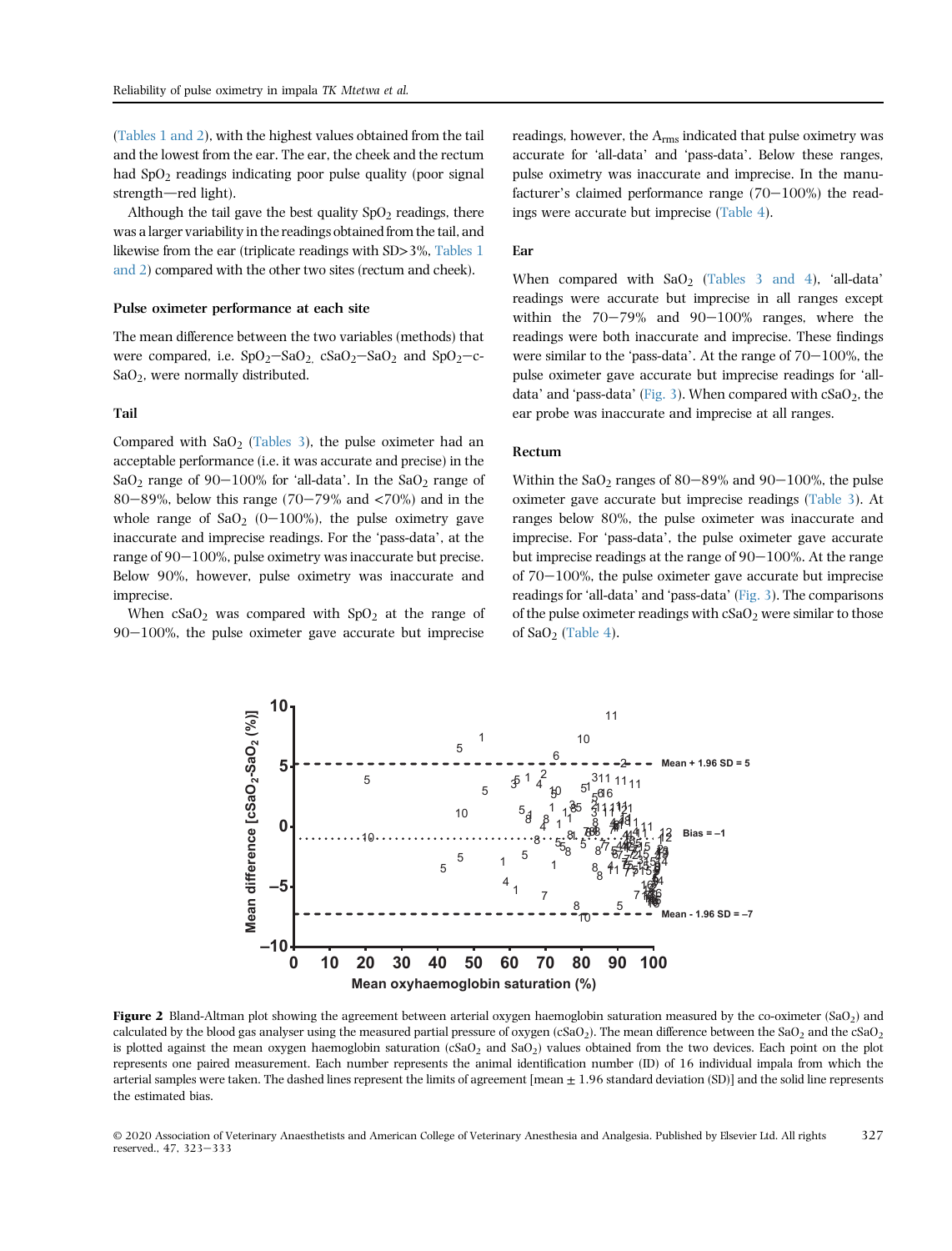(Tables 1 and 2), with the highest values obtained from the tail and the lowest from the ear. The ear, the cheek and the rectum had $SpO_2$ readings indicating poor pulse quality (poor signal strength—red light).

Although the tail gave the best quality $SpO_2$ readings, there was a larger variability in the readings obtained from the tail, and likewise from the ear (triplicate readings with SD>3%, Tables 1 and 2) compared with the other two sites (rectum and cheek).

### Pulse oximeter performance at each site

The mean difference between the two variables (methods) that were compared, i.e. $SpO_2$−$SaO_2$, $cSaO_2$−$SaO_2$ and $SpO_2$−$cSaO_2$, were normally distributed.

### Tail

Compared with $SaO_2$ (Tables 3), the pulse oximeter had an acceptable performance (i.e. it was accurate and precise) in the $SaO_2$ range of 90−100% for 'all-data'. In the $SaO_2$ range of 80−89%, below this range (70−79% and <70%) and in the whole range of $SaO_2$ (0−100%), the pulse oximetry gave inaccurate and imprecise readings. For the 'pass-data', at the range of 90−100%, pulse oximetry was inaccurate but precise. Below 90%, however, pulse oximetry was inaccurate and imprecise.

When $cSaO_2$ was compared with $SpO_2$ at the range of 90−100%, the pulse oximeter gave accurate but imprecise readings, however, the $A_{rms}$ indicated that pulse oximetry was accurate for 'all-data' and 'pass-data'. Below these ranges, pulse oximetry was inaccurate and imprecise. In the manufacturer's claimed performance range (70−100%) the readings were accurate but imprecise (Table 4).

### Ear

When compared with $SaO_2$ (Tables 3 and 4), 'all-data' readings were accurate but imprecise in all ranges except within the 70−79% and 90−100% ranges, where the readings were both inaccurate and imprecise. These findings were similar to the 'pass-data'. At the 70−100% range, the pulse oximeter gave accurate but imprecise readings for 'all-data' and 'pass-data' (Fig. 3). When compared with $cSaO_2$, the ear probe was inaccurate and imprecise at all ranges.

### Rectum

Within the $SaO_2$ ranges of 80−89% and 90−100%, the pulse oximeter gave accurate but imprecise readings (Table 3). At ranges below 80%, the pulse oximeter was inaccurate and imprecise. For 'pass-data', the pulse oximeter gave accurate but imprecise readings at the range of 90−100%. At the range of 70−100%, the pulse oximeter gave accurate but imprecise readings for 'all-data' and 'pass-data' (Fig. 3). The comparisons of the pulse oximeter readings with $cSaO_2$ were similar to those of $SaO_2$ (Table 4).

**Figure 2** Bland-Altman plot showing the agreement between arterial oxygen haemoglobin saturation measured by the co-oximeter ($SaO_2$) and calculated by the blood gas analyser using the measured partial pressure of oxygen ($cSaO_2$). The mean difference between the $SaO_2$ and the $cSaO_2$ is plotted against the mean oxygen haemoglobin saturation ($cSaO_2$ and $SaO_2$) values obtained from the two devices. Each point on the plot represents one paired measurement. Each number represents the animal identification number (ID) of 16 individual impala from which the arterial samples were taken. The dashed lines represent the limits of agreement [mean ± 1.96 standard deviation (SD)] and the solid line represents the estimated bias.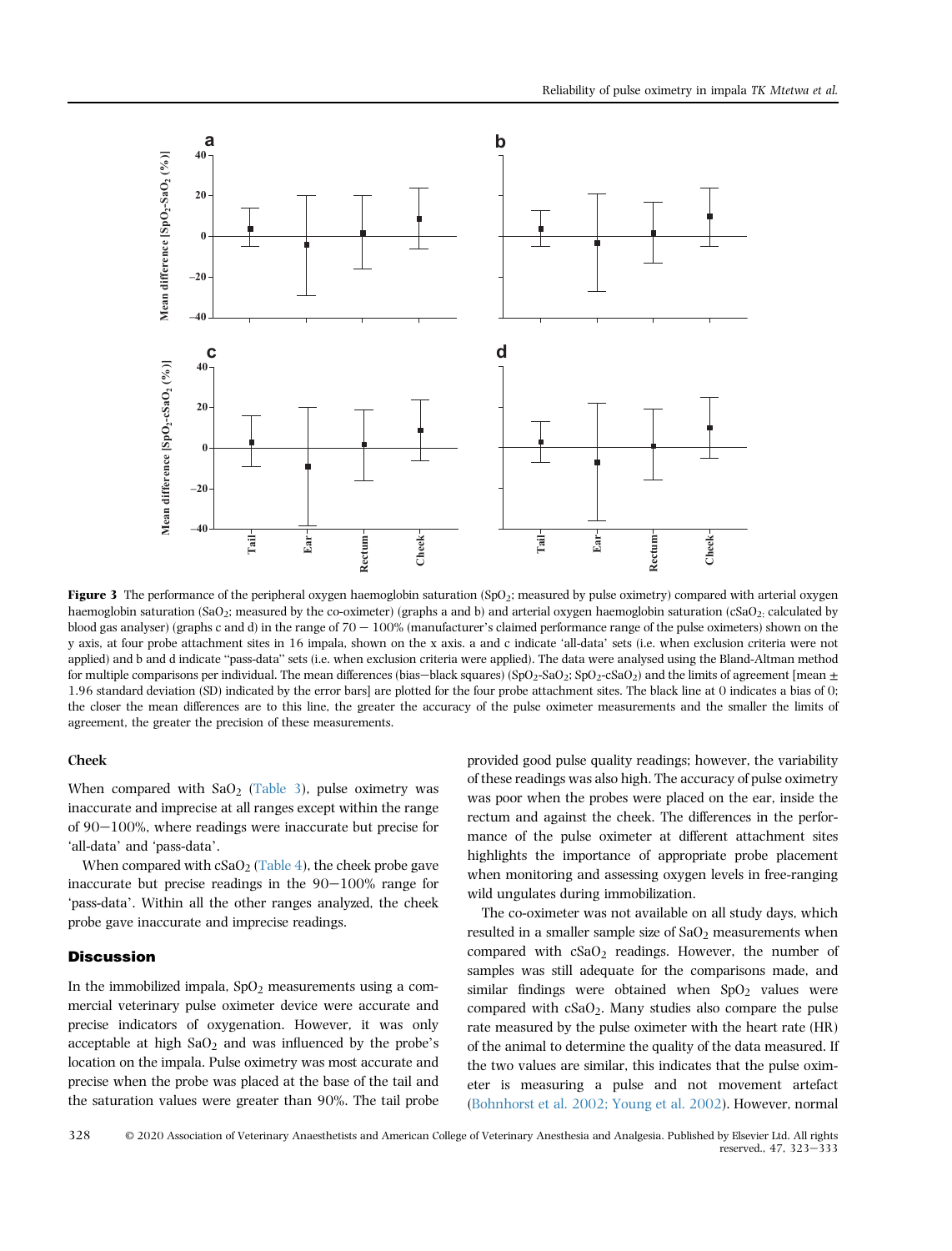**Figure 3** The performance of the peripheral oxygen haemoglobin saturation ($SpO_2$; measured by pulse oximetry) compared with arterial oxygen haemoglobin saturation ($SaO_2$; measured by the co-oximeter) (graphs a and b) and arterial oxygen haemoglobin saturation ($cSaO_2$; calculated by blood gas analyser) (graphs c and d) in the range of 70 − 100% (manufacturer's claimed performance range of the pulse oximeters) shown on the y axis, at four probe attachment sites in 16 impala, shown on the x axis. a and c indicate 'all-data' sets (i.e. when exclusion criteria were not applied) and b and d indicate "pass-data" sets (i.e. when exclusion criteria were applied). The data were analysed using the Bland-Altman method for multiple comparisons per individual. The mean differences (bias—black squares) ($SpO_2$-$SaO_2$; $SpO_2$-$cSaO_2$) and the limits of agreement [mean ± 1.96 standard deviation (SD) indicated by the error bars] are plotted for the four probe attachment sites. The black line at 0 indicates a bias of 0; the closer the mean differences are to this line, the greater the accuracy of the pulse oximeter measurements and the smaller the limits of agreement, the greater the precision of these measurements.

#### Cheek

When compared with $SaO_2$ (Table 3), pulse oximetry was inaccurate and imprecise at all ranges except within the range of 90−100%, where readings were inaccurate but precise for 'all-data' and 'pass-data'.

When compared with $cSaO_2$ (Table 4), the cheek probe gave inaccurate but precise readings in the 90−100% range for 'pass-data'. Within all the other ranges analyzed, the cheek probe gave inaccurate and imprecise readings.

## Discussion

In the immobilized impala, $SpO_2$ measurements using a commercial veterinary pulse oximeter device were accurate and precise indicators of oxygenation. However, it was only acceptable at high $SaO_2$ and was influenced by the probe's location on the impala. Pulse oximetry was most accurate and precise when the probe was placed at the base of the tail and the saturation values were greater than 90%. The tail probe provided good pulse quality readings; however, the variability of these readings was also high. The accuracy of pulse oximetry was poor when the probes were placed on the ear, inside the rectum and against the cheek. The differences in the performance of the pulse oximeter at different attachment sites highlights the importance of appropriate probe placement when monitoring and assessing oxygen levels in free-ranging wild ungulates during immobilization.

The co-oximeter was not available on all study days, which resulted in a smaller sample size of $SaO_2$ measurements when compared with $cSaO_2$ readings. However, the number of samples was still adequate for the comparisons made, and similar findings were obtained when $SpO_2$ values were compared with $cSaO_2$. Many studies also compare the pulse rate measured by the pulse oximeter with the heart rate (HR) of the animal to determine the quality of the data measured. If the two values are similar, this indicates that the pulse oximeter is measuring a pulse and not movement artefact (Bohnhorst et al. 2002; Young et al. 2002). However, normal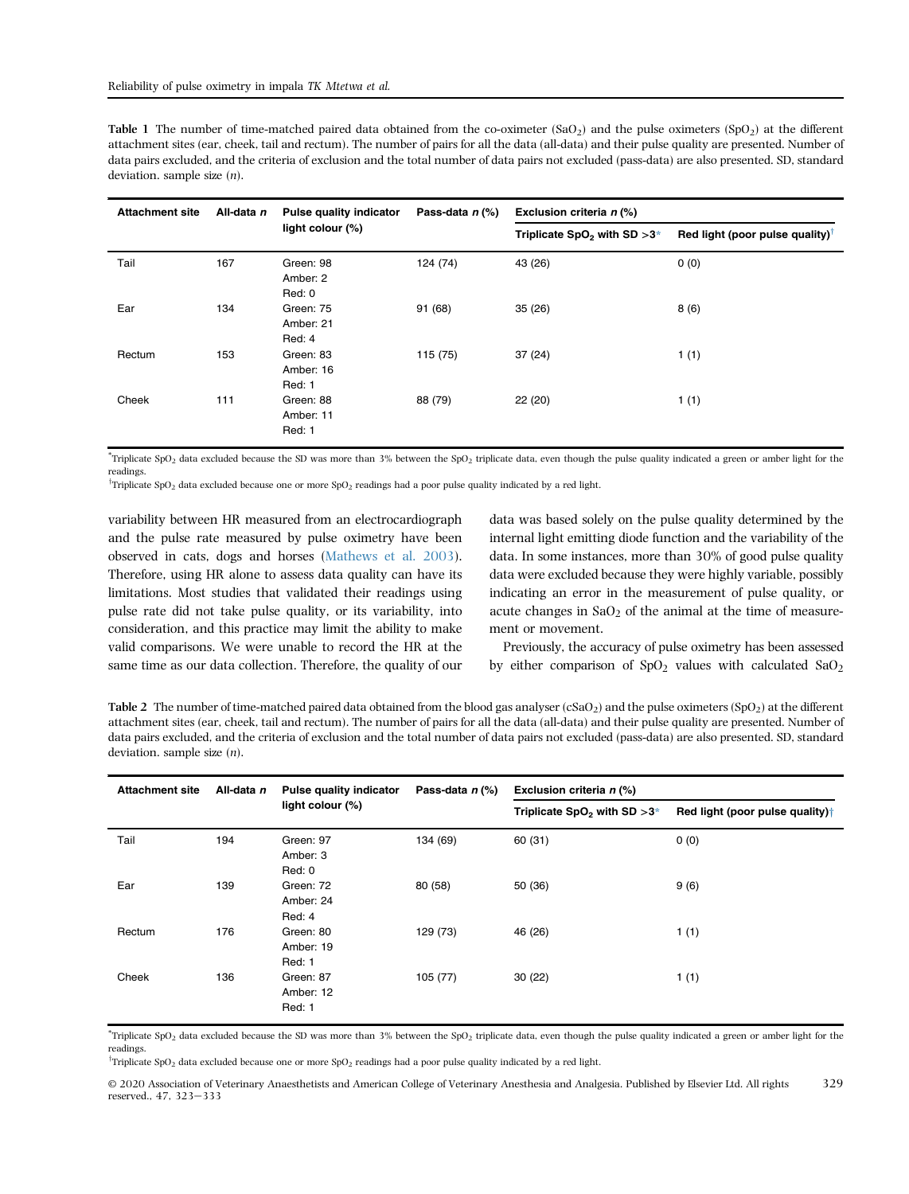**Table 1** The number of time-matched paired data obtained from the co-oximeter ($SaO_2$) and the pulse oximeters ($SpO_2$) at the different attachment sites (ear, cheek, tail and rectum). The number of pairs for all the data (all-data) and their pulse quality are presented. Number of data pairs excluded, and the criteria of exclusion and the total number of data pairs not excluded (pass-data) are also presented. SD, standard deviation. sample size (*n*).

| Attachment site | All-data *n* | Pulse quality indicator light colour (%) | Pass-data *n* (%) | Exclusion criteria *n* (%) | |
|---|---|---|---|---|---|
| | | | | Triplicate $SpO_2$ with SD >3* | Red light (poor pulse quality)† |
| Tail | 167 | Green: 98<br>Amber: 2<br>Red: 0 | 124 (74) | 43 (26) | 0 (0) |
| Ear | 134 | Green: 75<br>Amber: 21<br>Red: 4 | 91 (68) | 35 (26) | 8 (6) |
| Rectum | 153 | Green: 83<br>Amber: 16<br>Red: 1 | 115 (75) | 37 (24) | 1 (1) |
| Cheek | 111 | Green: 88<br>Amber: 11<br>Red: 1 | 88 (79) | 22 (20) | 1 (1) |

*Triplicate $SpO_2$ data excluded because the SD was more than 3% between the $SpO_2$ triplicate data, even though the pulse quality indicated a green or amber light for the readings.

†Triplicate $SpO_2$ data excluded because one or more $SpO_2$ readings had a poor pulse quality indicated by a red light.

variability between HR measured from an electrocardiograph and the pulse rate measured by pulse oximetry have been observed in cats, dogs and horses (Mathews et al. 2003). Therefore, using HR alone to assess data quality can have its limitations. Most studies that validated their readings using pulse rate did not take pulse quality, or its variability, into consideration, and this practice may limit the ability to make valid comparisons. We were unable to record the HR at the same time as our data collection. Therefore, the quality of our data was based solely on the pulse quality determined by the internal light emitting diode function and the variability of the data. In some instances, more than 30% of good pulse quality data were excluded because they were highly variable, possibly indicating an error in the measurement of pulse quality, or acute changes in $SaO_2$ of the animal at the time of measurement or movement.

Previously, the accuracy of pulse oximetry has been assessed by either comparison of $SpO_2$ values with calculated $SaO_2$

**Table 2** The number of time-matched paired data obtained from the blood gas analyser ($cSaO_2$) and the pulse oximeters ($SpO_2$) at the different attachment sites (ear, cheek, tail and rectum). The number of pairs for all the data (all-data) and their pulse quality are presented. Number of data pairs excluded, and the criteria of exclusion and the total number of data pairs not excluded (pass-data) are also presented. SD, standard deviation. sample size (*n*).

| Attachment site | All-data *n* | Pulse quality indicator light colour (%) | Pass-data *n* (%) | Exclusion criteria *n* (%) | |
|---|---|---|---|---|---|
| | | | | Triplicate $SpO_2$ with SD >3* | Red light (poor pulse quality)† |
| Tail | 194 | Green: 97<br>Amber: 3<br>Red: 0 | 134 (69) | 60 (31) | 0 (0) |
| Ear | 139 | Green: 72<br>Amber: 24<br>Red: 4 | 80 (58) | 50 (36) | 9 (6) |
| Rectum | 176 | Green: 80<br>Amber: 19<br>Red: 1 | 129 (73) | 46 (26) | 1 (1) |
| Cheek | 136 | Green: 87<br>Amber: 12<br>Red: 1 | 105 (77) | 30 (22) | 1 (1) |

*Triplicate $SpO_2$ data excluded because the SD was more than 3% between the $SpO_2$ triplicate data, even though the pulse quality indicated a green or amber light for the readings.

†Triplicate $SpO_2$ data excluded because one or more $SpO_2$ readings had a poor pulse quality indicated by a red light.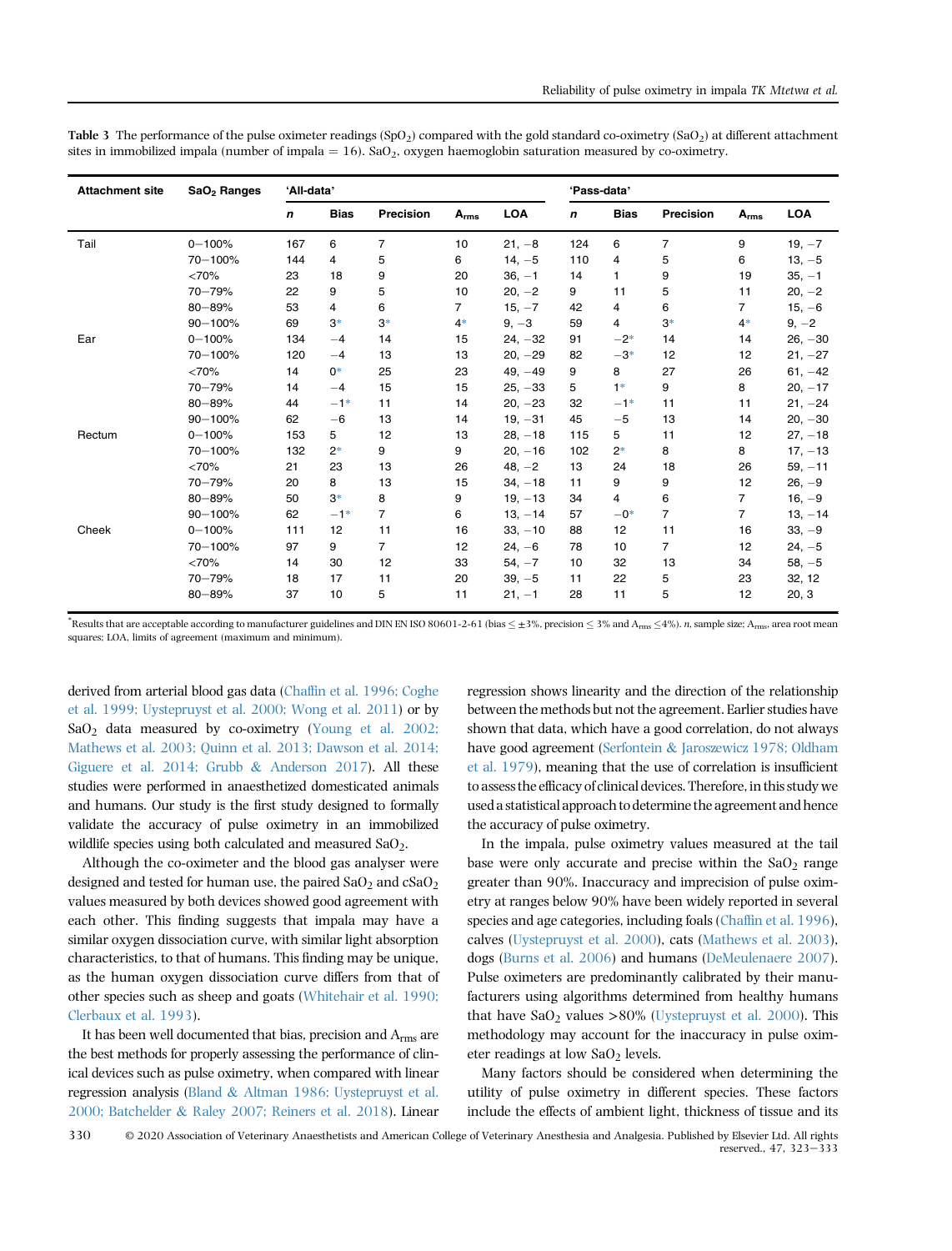**Table 3** The performance of the pulse oximeter readings ($SpO_2$) compared with the gold standard co-oximetry ($SaO_2$) at different attachment sites in immobilized impala (number of impala = 16). $SaO_2$, oxygen haemoglobin saturation measured by co-oximetry.

| Attachment site | $SaO_2$ Ranges | 'All-data' | | | | | 'Pass-data' | | | | |
|---|---|---|---|---|---|---|---|---|---|---|---|
| | | *n* | Bias | Precision | $A_{rms}$ | LOA | *n* | Bias | Precision | $A_{rms}$ | LOA |
| Tail | 0–100% | 167 | 6 | 7 | 10 | 21, −8 | 124 | 6 | 7 | 9 | 19, −7 |
| | 70–100% | 144 | 4 | 5 | 6 | 14, −5 | 110 | 4 | 5 | 6 | 13, −5 |
| | <70% | 23 | 18 | 9 | 20 | 36, −1 | 14 | 1 | 9 | 19 | 35, −1 |
| | 70–79% | 22 | 9 | 5 | 10 | 20, −2 | 9 | 11 | 5 | 11 | 20, −2 |
| | 80–89% | 53 | 4 | 6 | 7 | 15, −7 | 42 | 4 | 6 | 7 | 15, −6 |
| | 90–100% | 69 | 3* | 3* | 4* | 9, −3 | 59 | 4 | 3* | 4* | 9, −2 |
| Ear | 0–100% | 134 | −4 | 14 | 15 | 24, −32 | 91 | −2* | 14 | 14 | 26, −30 |
| | 70–100% | 120 | −4 | 13 | 13 | 20, −29 | 82 | −3* | 12 | 12 | 21, −27 |
| | <70% | 14 | 0* | 25 | 23 | 49, −49 | 9 | 8 | 27 | 26 | 61, −42 |
| | 70–79% | 14 | −4 | 15 | 15 | 25, −33 | 5 | 1* | 9 | 8 | 20, −17 |
| | 80–89% | 44 | −1* | 11 | 14 | 20, −23 | 32 | −1* | 11 | 11 | 21, −24 |
| | 90–100% | 62 | −6 | 13 | 14 | 19, −31 | 45 | −5 | 13 | 14 | 20, −30 |
| Rectum | 0–100% | 153 | 5 | 12 | 13 | 28, −18 | 115 | 5 | 11 | 12 | 27, −18 |
| | 70–100% | 132 | 2* | 9 | 9 | 20, −16 | 102 | 2* | 8 | 8 | 17, −13 |
| | <70% | 21 | 23 | 13 | 26 | 48, −2 | 13 | 24 | 18 | 26 | 59, −11 |
| | 70–79% | 20 | 8 | 13 | 15 | 34, −18 | 11 | 9 | 9 | 12 | 26, −9 |
| | 80–89% | 50 | 3* | 8 | 9 | 19, −13 | 34 | 4 | 6 | 7 | 16, −9 |
| | 90–100% | 62 | −1* | 7 | 6 | 13, −14 | 57 | −0* | 7 | 7 | 13, −14 |
| Cheek | 0–100% | 111 | 12 | 11 | 16 | 33, −10 | 88 | 12 | 11 | 16 | 33, −9 |
| | 70–100% | 97 | 9 | 7 | 12 | 24, −6 | 78 | 10 | 7 | 12 | 24, −5 |
| | <70% | 14 | 30 | 12 | 33 | 54, −7 | 10 | 32 | 13 | 34 | 58, −5 |
| | 70–79% | 18 | 17 | 11 | 20 | 39, −5 | 11 | 22 | 5 | 23 | 32, 12 |
| | 80–89% | 37 | 10 | 5 | 11 | 21, −1 | 28 | 11 | 5 | 12 | 20, 3 |

*Results that are acceptable according to manufacturer guidelines and DIN EN ISO 80601-2-61 (bias ≤ ±3%, precision ≤ 3% and $A_{rms}$ ≤4%). *n*, sample size; $A_{rms}$, area root mean squares; LOA, limits of agreement (maximum and minimum).

derived from arterial blood gas data (Chaffin et al. 1996; Coghe et al. 1999; Uystepruyst et al. 2000; Wong et al. 2011) or by $SaO_2$ data measured by co-oximetry (Young et al. 2002; Mathews et al. 2003; Quinn et al. 2013; Dawson et al. 2014; Giguere et al. 2014; Grubb & Anderson 2017). All these studies were performed in anaesthetized domesticated animals and humans. Our study is the first study designed to formally validate the accuracy of pulse oximetry in an immobilized wildlife species using both calculated and measured $SaO_2$.

Although the co-oximeter and the blood gas analyser were designed and tested for human use, the paired $SaO_2$ and $cSaO_2$ values measured by both devices showed good agreement with each other. This finding suggests that impala may have a similar oxygen dissociation curve, with similar light absorption characteristics, to that of humans. This finding may be unique, as the human oxygen dissociation curve differs from that of other species such as sheep and goats (Whitehair et al. 1990; Clerbaux et al. 1993).

It has been well documented that bias, precision and $A_{rms}$ are the best methods for properly assessing the performance of clinical devices such as pulse oximetry, when compared with linear regression analysis (Bland & Altman 1986; Uystepruyst et al. 2000; Batchelder & Raley 2007; Reiners et al. 2018). Linear regression shows linearity and the direction of the relationship between the methods but not the agreement. Earlier studies have shown that data, which have a good correlation, do not always have good agreement (Serfontein & Jaroszewicz 1978; Oldham et al. 1979), meaning that the use of correlation is insufficient to assess the efficacy of clinical devices. Therefore, in this study we used a statistical approach to determine the agreement and hence the accuracy of pulse oximetry.

In the impala, pulse oximetry values measured at the tail base were only accurate and precise within the $SaO_2$ range greater than 90%. Inaccuracy and imprecision of pulse oximetry at ranges below 90% have been widely reported in several species and age categories, including foals (Chaffin et al. 1996), calves (Uystepruyst et al. 2000), cats (Mathews et al. 2003), dogs (Burns et al. 2006) and humans (DeMeulenaere 2007). Pulse oximeters are predominantly calibrated by their manufacturers using algorithms determined from healthy humans that have $SaO_2$ values >80% (Uystepruyst et al. 2000). This methodology may account for the inaccuracy in pulse oximeter readings at low $SaO_2$ levels.

Many factors should be considered when determining the utility of pulse oximetry in different species. These factors include the effects of ambient light, thickness of tissue and its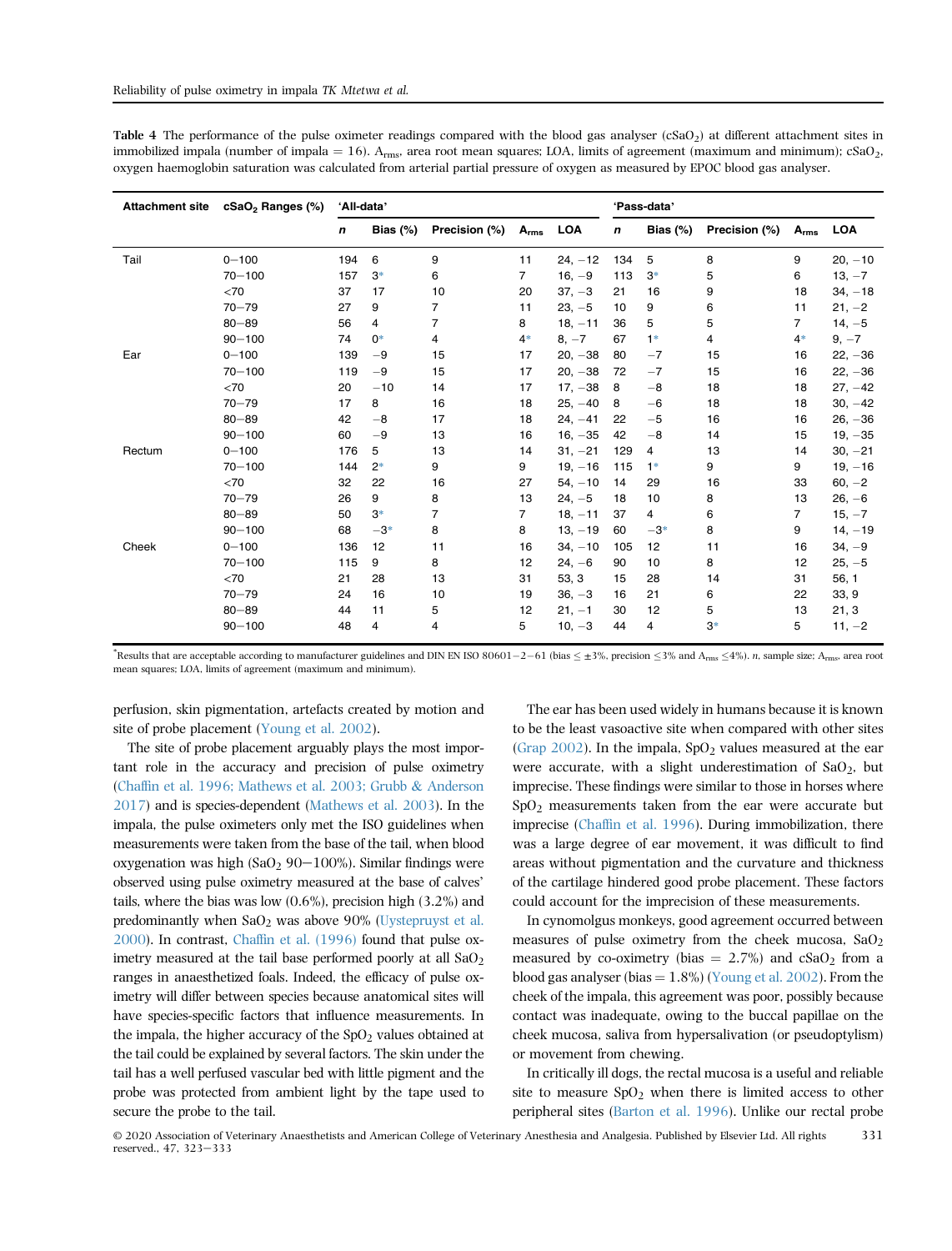**Table 4** The performance of the pulse oximeter readings compared with the blood gas analyser ($cSaO_2$) at different attachment sites in immobilized impala (number of impala = 16). $A_{rms}$, area root mean squares; LOA, limits of agreement (maximum and minimum); $cSaO_2$, oxygen haemoglobin saturation was calculated from arterial partial pressure of oxygen as measured by EPOC blood gas analyser.

| Attachment site | $cSaO_2$ Ranges (%) | 'All-data' | | | | | 'Pass-data' | | | | |
|---|---|---|---|---|---|---|---|---|---|---|---|
| | | *n* | Bias (%) | Precision (%) | $A_{rms}$ | LOA | *n* | Bias (%) | Precision (%) | $A_{rms}$ | LOA |
| Tail | 0−100 | 194 | 6 | 9 | 11 | 24, −12 | 134 | 5 | 8 | 9 | 20, −10 |
| | 70−100 | 157 | 3* | 6 | 7 | 16, −9 | 113 | 3* | 5 | 6 | 13, −7 |
| | <70 | 37 | 17 | 10 | 20 | 37, −3 | 21 | 16 | 9 | 18 | 34, −18 |
| | 70−79 | 27 | 9 | 7 | 11 | 23, −5 | 10 | 9 | 6 | 11 | 21, −2 |
| | 80−89 | 56 | 4 | 7 | 8 | 18, −11 | 36 | 5 | 5 | 7 | 14, −5 |
| | 90−100 | 74 | 0* | 4 | 4* | 8, −7 | 67 | 1* | 4 | 4* | 9, −7 |
| Ear | 0−100 | 139 | −9 | 15 | 17 | 20, −38 | 80 | −7 | 15 | 16 | 22, −36 |
| | 70−100 | 119 | −9 | 15 | 17 | 20, −38 | 72 | −7 | 15 | 16 | 22, −36 |
| | <70 | 20 | −10 | 14 | 17 | 17, −38 | 8 | −8 | 18 | 18 | 27, −42 |
| | 70−79 | 17 | 8 | 16 | 18 | 25, −40 | 8 | −6 | 18 | 18 | 30, −42 |
| | 80−89 | 42 | −8 | 17 | 18 | 24, −41 | 22 | −5 | 16 | 16 | 26, −36 |
| | 90−100 | 60 | −9 | 13 | 16 | 16, −35 | 42 | −8 | 14 | 15 | 19, −35 |
| Rectum | 0−100 | 176 | 5 | 13 | 14 | 31, −21 | 129 | 4 | 13 | 14 | 30, −21 |
| | 70−100 | 144 | 2* | 9 | 9 | 19, −16 | 115 | 1* | 9 | 9 | 19, −16 |
| | <70 | 32 | 22 | 16 | 27 | 54, −10 | 14 | 29 | 16 | 33 | 60, −2 |
| | 70−79 | 26 | 9 | 8 | 13 | 24, −5 | 18 | 10 | 8 | 13 | 26, −6 |
| | 80−89 | 50 | 3* | 7 | 7 | 18, −11 | 37 | 4 | 6 | 7 | 15, −7 |
| | 90−100 | 68 | −3* | 8 | 8 | 13, −19 | 60 | −3* | 8 | 9 | 14, −19 |
| Cheek | 0−100 | 136 | 12 | 11 | 16 | 34, −10 | 105 | 12 | 11 | 16 | 34, −9 |
| | 70−100 | 115 | 9 | 8 | 12 | 24, −6 | 90 | 10 | 8 | 12 | 25, −5 |
| | <70 | 21 | 28 | 13 | 31 | 53, 3 | 15 | 28 | 14 | 31 | 56, 1 |
| | 70−79 | 24 | 16 | 10 | 19 | 36, −3 | 16 | 21 | 6 | 22 | 33, 9 |
| | 80−89 | 44 | 11 | 5 | 12 | 21, −1 | 30 | 12 | 5 | 13 | 21, 3 |
| | 90−100 | 48 | 4 | 4 | 5 | 10, −3 | 44 | 4 | 3* | 5 | 11, −2 |

*Results that are acceptable according to manufacturer guidelines and DIN EN ISO 80601−2−61 (bias ≤ ±3%, precision ≤3% and $A_{rms}$ ≤4%). *n*, sample size; $A_{rms}$, area root mean squares; LOA, limits of agreement (maximum and minimum).

perfusion, skin pigmentation, artefacts created by motion and site of probe placement (Young et al. 2002).

The site of probe placement arguably plays the most important role in the accuracy and precision of pulse oximetry (Chaffin et al. 1996; Mathews et al. 2003; Grubb & Anderson 2017) and is species-dependent (Mathews et al. 2003). In the impala, the pulse oximeters only met the ISO guidelines when measurements were taken from the base of the tail, when blood oxygenation was high ($SaO_2$ 90−100%). Similar findings were observed using pulse oximetry measured at the base of calves' tails, where the bias was low (0.6%), precision high (3.2%) and predominantly when $SaO_2$ was above 90% (Uystepruyst et al. 2000). In contrast, Chaffin et al. (1996) found that pulse oximetry measured at the tail base performed poorly at all $SaO_2$ ranges in anaesthetized foals. Indeed, the efficacy of pulse oximetry will differ between species because anatomical sites will have species-specific factors that influence measurements. In the impala, the higher accuracy of the $SpO_2$ values obtained at the tail could be explained by several factors. The skin under the tail has a well perfused vascular bed with little pigment and the probe was protected from ambient light by the tape used to secure the probe to the tail.

The ear has been used widely in humans because it is known to be the least vasoactive site when compared with other sites (Grap 2002). In the impala, $SpO_2$ values measured at the ear were accurate, with a slight underestimation of $SaO_2$, but imprecise. These findings were similar to those in horses where $SpO_2$ measurements taken from the ear were accurate but imprecise (Chaffin et al. 1996). During immobilization, there was a large degree of ear movement, it was difficult to find areas without pigmentation and the curvature and thickness of the cartilage hindered good probe placement. These factors could account for the imprecision of these measurements.

In cynomolgus monkeys, good agreement occurred between measures of pulse oximetry from the cheek mucosa, $SaO_2$ measured by co-oximetry (bias = 2.7%) and $cSaO_2$ from a blood gas analyser (bias = 1.8%) (Young et al. 2002). From the cheek of the impala, this agreement was poor, possibly because contact was inadequate, owing to the buccal papillae on the cheek mucosa, saliva from hypersalivation (or pseudoptylism) or movement from chewing.

In critically ill dogs, the rectal mucosa is a useful and reliable site to measure $SpO_2$ when there is limited access to other peripheral sites (Barton et al. 1996). Unlike our rectal probe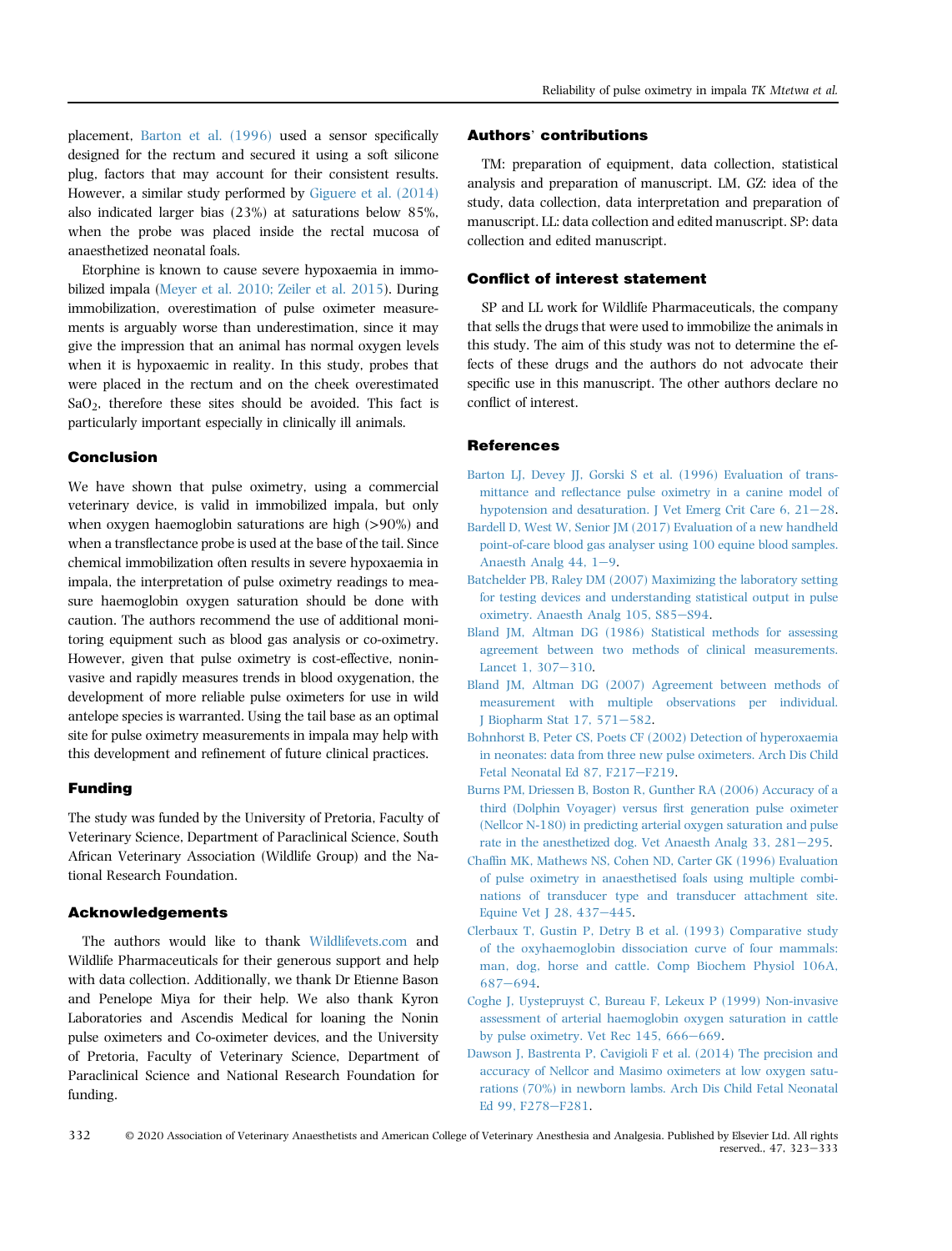placement, Barton et al. (1996) used a sensor specifically designed for the rectum and secured it using a soft silicone plug, factors that may account for their consistent results. However, a similar study performed by Giguere et al. (2014) also indicated larger bias (23%) at saturations below 85%, when the probe was placed inside the rectal mucosa of anaesthetized neonatal foals.

Etorphine is known to cause severe hypoxaemia in immobilized impala (Meyer et al. 2010; Zeiler et al. 2015). During immobilization, overestimation of pulse oximeter measurements is arguably worse than underestimation, since it may give the impression that an animal has normal oxygen levels when it is hypoxaemic in reality. In this study, probes that were placed in the rectum and on the cheek overestimated $SaO_2$, therefore these sites should be avoided. This fact is particularly important especially in clinically ill animals.

## Conclusion

We have shown that pulse oximetry, using a commercial veterinary device, is valid in immobilized impala, but only when oxygen haemoglobin saturations are high (>90%) and when a transflectance probe is used at the base of the tail. Since chemical immobilization often results in severe hypoxaemia in impala, the interpretation of pulse oximetry readings to measure haemoglobin oxygen saturation should be done with caution. The authors recommend the use of additional monitoring equipment such as blood gas analysis or co-oximetry. However, given that pulse oximetry is cost-effective, noninvasive and rapidly measures trends in blood oxygenation, the development of more reliable pulse oximeters for use in wild antelope species is warranted. Using the tail base as an optimal site for pulse oximetry measurements in impala may help with this development and refinement of future clinical practices.

## Funding

The study was funded by the University of Pretoria, Faculty of Veterinary Science, Department of Paraclinical Science, South African Veterinary Association (Wildlife Group) and the National Research Foundation.

## Acknowledgements

The authors would like to thank Wildlifevets.com and Wildlife Pharmaceuticals for their generous support and help with data collection. Additionally, we thank Dr Etienne Bason and Penelope Miya for their help. We also thank Kyron Laboratories and Ascendis Medical for loaning the Nonin pulse oximeters and Co-oximeter devices, and the University of Pretoria, Faculty of Veterinary Science, Department of Paraclinical Science and National Research Foundation for funding.

## Authors' contributions

TM: preparation of equipment, data collection, statistical analysis and preparation of manuscript. LM, GZ: idea of the study, data collection, data interpretation and preparation of manuscript. LL: data collection and edited manuscript. SP: data collection and edited manuscript.

## Conflict of interest statement

SP and LL work for Wildlife Pharmaceuticals, the company that sells the drugs that were used to immobilize the animals in this study. The aim of this study was not to determine the effects of these drugs and the authors do not advocate their specific use in this manuscript. The other authors declare no conflict of interest.

## References

Barton LJ, Devey JJ, Gorski S et al. (1996) Evaluation of transmittance and reflectance pulse oximetry in a canine model of hypotension and desaturation. J Vet Emerg Crit Care 6, 21–28.

Bardell D, West W, Senior JM (2017) Evaluation of a new handheld point-of-care blood gas analyser using 100 equine blood samples. Anaesth Analg 44, 1–9.

Batchelder PB, Raley DM (2007) Maximizing the laboratory setting for testing devices and understanding statistical output in pulse oximetry. Anaesth Analg 105, S85–S94.

Bland JM, Altman DG (1986) Statistical methods for assessing agreement between two methods of clinical measurements. Lancet 1, 307–310.

Bland JM, Altman DG (2007) Agreement between methods of measurement with multiple observations per individual. J Biopharm Stat 17, 571–582.

Bohnhorst B, Peter CS, Poets CF (2002) Detection of hyperoxaemia in neonates: data from three new pulse oximeters. Arch Dis Child Fetal Neonatal Ed 87, F217–F219.

Burns PM, Driessen B, Boston R, Gunther RA (2006) Accuracy of a third (Dolphin Voyager) versus first generation pulse oximeter (Nellcor N-180) in predicting arterial oxygen saturation and pulse rate in the anesthetized dog. Vet Anaesth Analg 33, 281–295.

Chaffin MK, Mathews NS, Cohen ND, Carter GK (1996) Evaluation of pulse oximetry in anaesthetised foals using multiple combinations of transducer type and transducer attachment site. Equine Vet J 28, 437–445.

Clerbaux T, Gustin P, Detry B et al. (1993) Comparative study of the oxyhaemoglobin dissociation curve of four mammals: man, dog, horse and cattle. Comp Biochem Physiol 106A, 687–694.

Coghe J, Uystepruyst C, Bureau F, Lekeux P (1999) Non-invasive assessment of arterial haemoglobin oxygen saturation in cattle by pulse oximetry. Vet Rec 145, 666–669.

Dawson J, Bastrenta P, Cavigioli F et al. (2014) The precision and accuracy of Nellcor and Masimo oximeters at low oxygen saturations (70%) in newborn lambs. Arch Dis Child Fetal Neonatal Ed 99, F278–F281.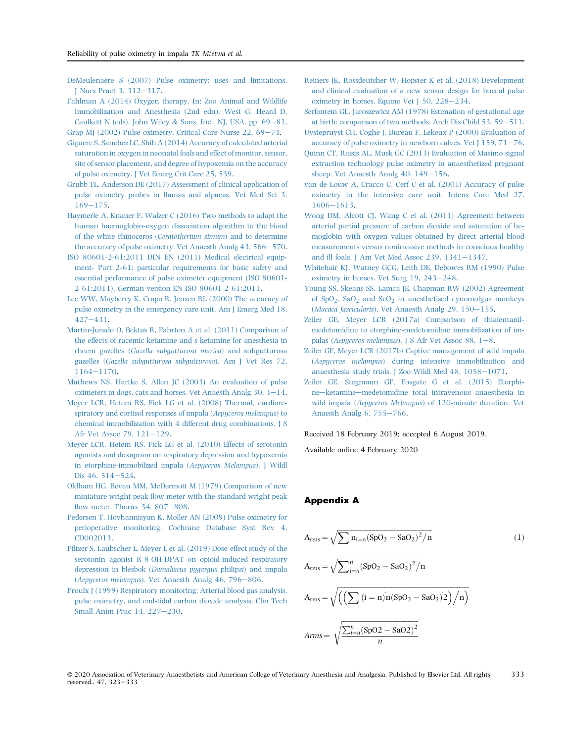DeMeulenaere S (2007) Pulse oximetry: uses and limitations. J Nurs Pract 3, 312–317.

Fahlman A (2014) Oxygen therapy. In: Zoo Animal and Wildlife Immobilization and Anesthesia (2nd edn). West G, Heard D, Caulkett N (eds). John Wiley & Sons, Inc., NJ, USA. pp. 69–81.

Grap MJ (2002) Pulse oximetry. Critical Care Nurse 22, 69–74.

Giguere S, Sanchez LC, Shih A (2014) Accuracy of calculated arterial saturation in oxygen in neonatal foals and effect of monitor, sensor, site of sensor placement, and degree of hypoxemia on the accuracy of pulse oximetry. J Vet Emerg Crit Care 25, 539.

Grubb TL, Anderson DE (2017) Assessment of clinical application of pulse oximetry probes in llamas and alpacas. Vet Med Sci 3, 169–175.

Haymerle A, Knauer F, Walzer C (2016) Two methods to adapt the human haemoglobin-oxygen dissociation algorithm to the blood of the white rhinoceros (*Ceratotherium simum*) and to determine the accuracy of pulse oximetry. Vet Anaesth Analg 43, 566–570.

ISO 80601-2-61:2011 DIN EN (2011) Medical electrical equipment- Part 2-61: particular requirements for basic safety and essential performance of pulse oximeter equipment (ISO 80601-2-61:2011). German version EN ISO 80601-2-61:2011.

Lee WW, Mayberry K, Crapo R, Jensen RL (2000) The accuracy of pulse oximetry in the emergency care unit. Am J Emerg Med 18, 427–431.

Martin-Jurado O, Bektas R, Fahrton A et al. (2011) Comparison of the effects of racemic ketamine and s-ketamine for anesthesia in rheem gazelles (*Gazella subgutturosa marica*) and subgutturosa gazelles (*Gazella subgutturosa subgutturosa*). Am J Vet Res 72, 1164–1170.

Mathews NS, Hartke S, Allen JC (2003) An evaluation of pulse oximeters in dogs, cats and horses. Vet Anaesth Analg 30, 3–14.

Meyer LCR, Hetem RS, Fick LG et al. (2008) Thermal, cardiorespiratory and cortisol responses of impala (*Aepyceros melampus*) to chemical immobilization with 4 different drug combinations. J S Afr Vet Assoc 79, 121–129.

Meyer LCR, Hetem RS, Fick LG et al. (2010) Effects of serotonin agonists and doxapram on respiratory depression and hypoxemia in etorphine-immobilized impala (*Aepyceros Melampus*). J Wildl Dis 46, 514–524.

Oldham HG, Bevan MM, McDermott M (1979) Comparison of new miniature wright peak flow meter with the standard wright peak flow meter. Thorax 34, 807–808.

Pedersen T, Hovhannisyan K, Moller AN (2009) Pulse oximetry for perioperative monitoring. Cochrane Database Syst Rev 4, CD002013.

Pfitzer S, Laubscher L, Meyer L et al. (2019) Dose-effect study of the serotonin agonist R-8-OH-DPAT on opioid-induced respiratory depression in blesbok (*Damaliscus pygargus philipsi*) and impala (*Aepyceros melampus*). Vet Anaesth Analg 46, 796–806.

Proulx J (1999) Respiratory monitoring: Arterial blood gas analysis, pulse oximetry, and end-tidal carbon dioxide analysis. Clin Tech Small Anim Prac 14, 227–230.

Reiners JK, Rossdeutsher W, Hopster K et al. (2018) Development and clinical evaluation of a new sensor design for buccal pulse oximetry in horses. Equine Vet J 50, 228–234.

Serfontein GL, Jaroszewicz AM (1978) Estimation of gestational age at birth: comparison of two methods. Arch Dis Child 53, 59–511.

Uystepruyst CH, Coghe J, Bureau F, Lekeux P (2000) Evaluation of accuracy of pulse oximetry in newborn calves. Vet J 159, 71–76.

Quinn CT, Raisis AL, Musk GC (2013) Evaluation of Masimo signal extraction technology pulse oximetry in anaesthetized pregnant sheep. Vet Anaesth Analg 40, 149–156.

van de Louw A, Cracco C, Cerf C et al. (2001) Accuracy of pulse oximetry in the intensive care unit. Intens Care Med 27, 1606–1613.

Wong DM, Alcott CJ, Wang C et al. (2011) Agreement between arterial partial pressure of carbon dioxide and saturation of hemoglobin with oxygen values obtained by direct arterial blood measurements versus noninvasive methods in conscious healthy and ill foals. J Am Vet Med Assoc 239, 1341–1347.

Whitehair KJ, Watney GCG, Leith DE, Debowes RM (1990) Pulse oximetry in horses. Vet Surg 19, 243–248.

Young SS, Skeans SS, Lamca JE, Chapman RW (2002) Agreement of $SpO_2$, $SaO_2$ and $ScO_2$ in anesthetized cynomolgus monkeys (*Macaca fascicularis*). Vet Anaesth Analg 29, 150–155.

Zeiler GE, Meyer LCR (2017a) Comparison of thiafentanil-medetomidine to etorphine-medetomidine immobilization of impalas (*Aepyceros melampus*). J S Afr Vet Assoc 88, 1–8.

Zeiler GE, Meyer LCR (2017b) Captive management of wild impala (*Aepyceros melampus*) during intensive immobilization and anaesthesia study trials. J Zoo Wildl Med 48, 1058–1071.

Zeiler GE, Stegmann GF, Fosgate G et al. (2015) Etorphine–ketamine–medetomidine total intravenous anaesthesia in wild impala (*Aepyceros Melampus*) of 120-minute duration. Vet Anaesth Analg 6, 755–766.

Received 18 February 2019; accepted 6 August 2019.

Available online 4 February 2020

## Appendix A

$$A_{rms} = \sqrt{\sum n_{i=n}(SpO_2 - SaO_2)^2/n} \quad (1)$$

$$A_{rms} = \sqrt{\sum_{i=n}^{n}(SpO_2 - SaO_2)^2/n}$$

$$A_{rms} = \sqrt{\left(\left(\sum (i=n)\hat{}n(SpO_2 - SaO_2)\hat{}2\right)/n\right)}$$

$$Arms = \sqrt{\frac{\sum_{i=n}^{n}(SpO2 - SaO2)^2}{n}}$$